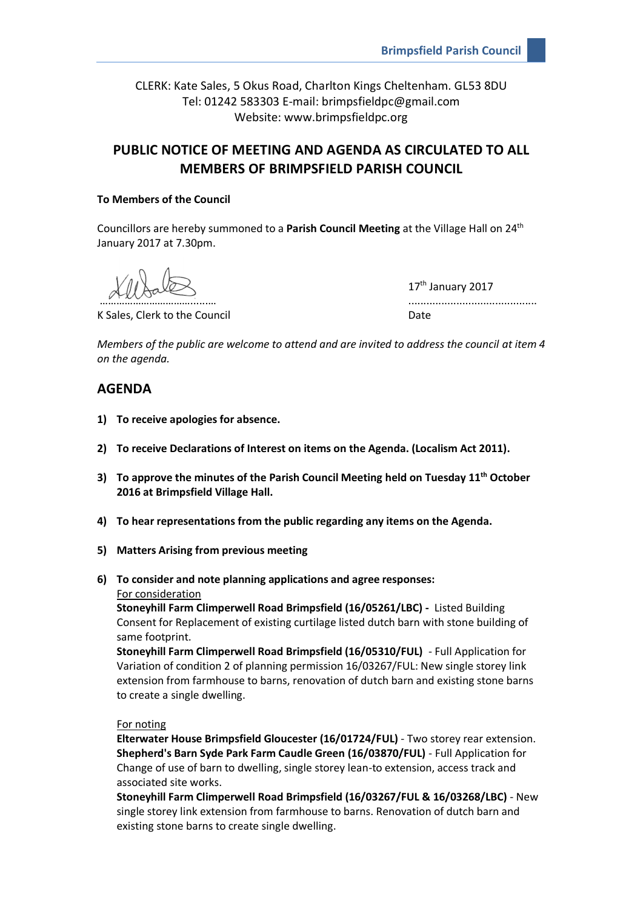CLERK: Kate Sales, 5 Okus Road, Charlton Kings Cheltenham. GL53 8DU
Tel: 01242 583303 E-mail: brimpsfieldpc@gmail.com
Website: www.brimpsfieldpc.org

# PUBLIC NOTICE OF MEETING AND AGENDA AS CIRCULATED TO ALL MEMBERS OF BRIMPSFIELD PARISH COUNCIL

**To Members of the Council**

Councillors are hereby summoned to a **Parish Council Meeting** at the Village Hall on 24th January 2017 at 7.30pm.

……………………………….…… 17th January 2017
K Sales, Clerk to the Council ………………………………….. Date

*Members of the public are welcome to attend and are invited to address the council at item 4 on the agenda.*

## AGENDA

1) **To receive apologies for absence.**

2) **To receive Declarations of Interest on items on the Agenda. (Localism Act 2011).**

3) **To approve the minutes of the Parish Council Meeting held on Tuesday 11th October 2016 at Brimpsfield Village Hall.**

4) **To hear representations from the public regarding any items on the Agenda.**

5) **Matters Arising from previous meeting**

6) **To consider and note planning applications and agree responses:**

   For consideration

   **Stoneyhill Farm Climperwell Road Brimpsfield (16/05261/LBC) -** Listed Building Consent for Replacement of existing curtilage listed dutch barn with stone building of same footprint.

   **Stoneyhill Farm Climperwell Road Brimpsfield (16/05310/FUL)** - Full Application for Variation of condition 2 of planning permission 16/03267/FUL: New single storey link extension from farmhouse to barns, renovation of dutch barn and existing stone barns to create a single dwelling.

   For noting

   **Elterwater House Brimpsfield Gloucester (16/01724/FUL)** - Two storey rear extension.

   **Shepherd's Barn Syde Park Farm Caudle Green (16/03870/FUL)** - Full Application for Change of use of barn to dwelling, single storey lean-to extension, access track and associated site works.

   **Stoneyhill Farm Climperwell Road Brimpsfield (16/03267/FUL & 16/03268/LBC)** - New single storey link extension from farmhouse to barns. Renovation of dutch barn and existing stone barns to create single dwelling.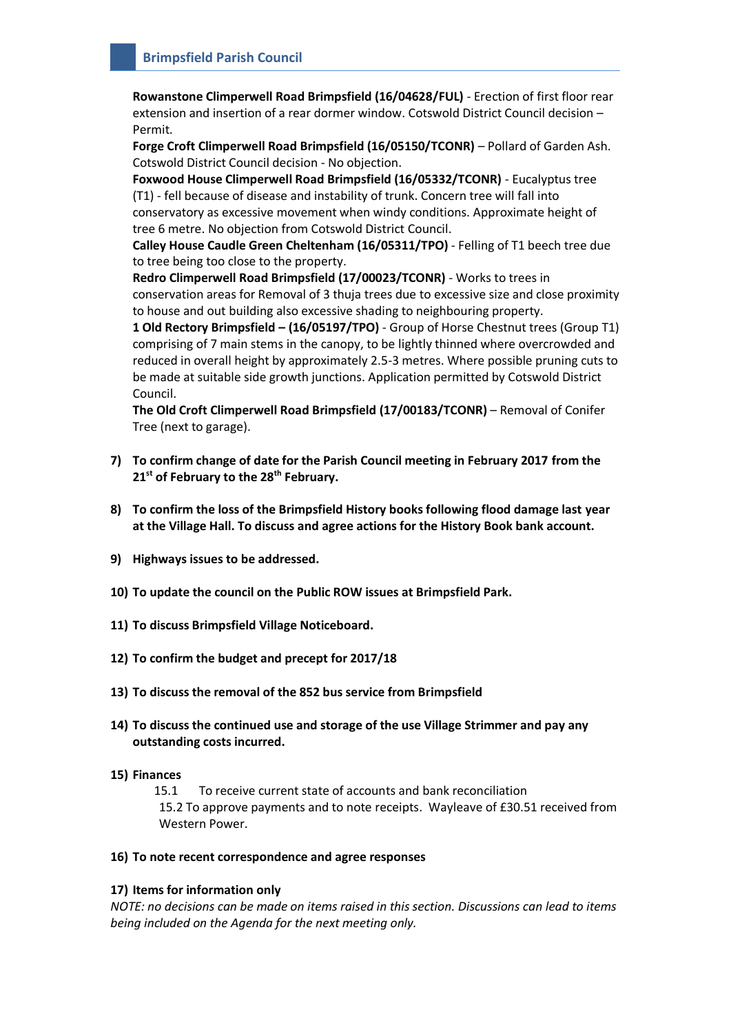**Rowanstone Climperwell Road Brimpsfield (16/04628/FUL)** - Erection of first floor rear extension and insertion of a rear dormer window. Cotswold District Council decision – Permit.

**Forge Croft Climperwell Road Brimpsfield (16/05150/TCONR)** – Pollard of Garden Ash. Cotswold District Council decision - No objection.

**Foxwood House Climperwell Road Brimpsfield (16/05332/TCONR)** - Eucalyptus tree (T1) - fell because of disease and instability of trunk. Concern tree will fall into conservatory as excessive movement when windy conditions. Approximate height of tree 6 metre. No objection from Cotswold District Council.

**Calley House Caudle Green Cheltenham (16/05311/TPO)** - Felling of T1 beech tree due to tree being too close to the property.

**Redro Climperwell Road Brimpsfield (17/00023/TCONR)** - Works to trees in conservation areas for Removal of 3 thuja trees due to excessive size and close proximity to house and out building also excessive shading to neighbouring property.

**1 Old Rectory Brimpsfield – (16/05197/TPO)** - Group of Horse Chestnut trees (Group T1) comprising of 7 main stems in the canopy, to be lightly thinned where overcrowded and reduced in overall height by approximately 2.5-3 metres. Where possible pruning cuts to be made at suitable side growth junctions. Application permitted by Cotswold District Council.

**The Old Croft Climperwell Road Brimpsfield (17/00183/TCONR)** – Removal of Conifer Tree (next to garage).

7) **To confirm change of date for the Parish Council meeting in February 2017 from the 21st of February to the 28th February.**

8) **To confirm the loss of the Brimpsfield History books following flood damage last year at the Village Hall. To discuss and agree actions for the History Book bank account.**

9) **Highways issues to be addressed.**

10) **To update the council on the Public ROW issues at Brimpsfield Park.**

11) **To discuss Brimpsfield Village Noticeboard.**

12) **To confirm the budget and precept for 2017/18**

13) **To discuss the removal of the 852 bus service from Brimpsfield**

14) **To discuss the continued use and storage of the use Village Strimmer and pay any outstanding costs incurred.**

15) **Finances**

    15.1 To receive current state of accounts and bank reconciliation

    15.2 To approve payments and to note receipts. Wayleave of £30.51 received from Western Power.

16) **To note recent correspondence and agree responses**

17) **Items for information only**

*NOTE: no decisions can be made on items raised in this section. Discussions can lead to items being included on the Agenda for the next meeting only.*